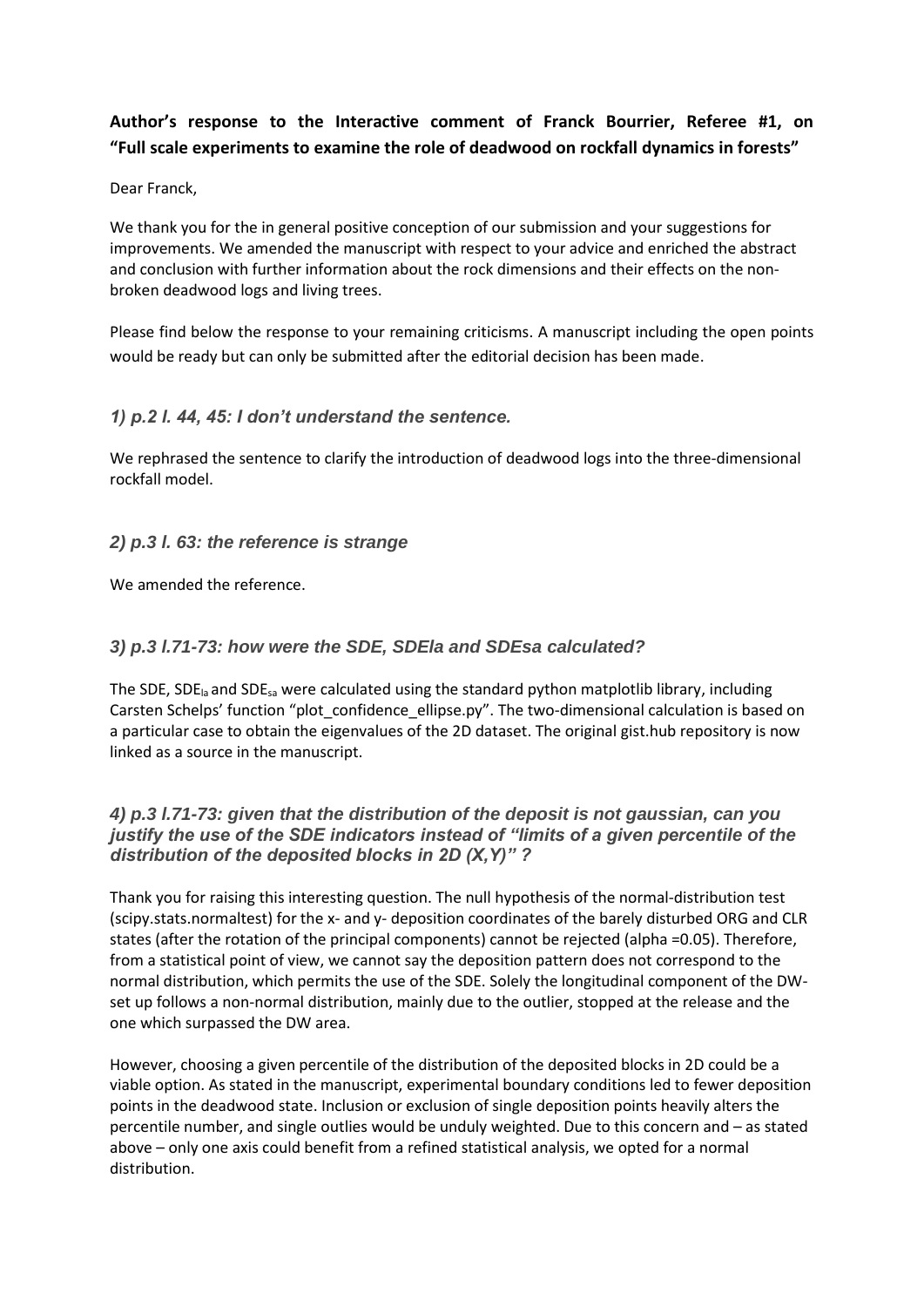**Author's response to the Interactive comment of Franck Bourrier, Referee #1, on "Full scale experiments to examine the role of deadwood on rockfall dynamics in forests"**

Dear Franck,

We thank you for the in general positive conception of our submission and your suggestions for improvements. We amended the manuscript with respect to your advice and enriched the abstract and conclusion with further information about the rock dimensions and their effects on the non-broken deadwood logs and living trees.

Please find below the response to your remaining criticisms. A manuscript including the open points would be ready but can only be submitted after the editorial decision has been made.

### *1) p.2 l. 44, 45: I don't understand the sentence.*

We rephrased the sentence to clarify the introduction of deadwood logs into the three-dimensional rockfall model.

### *2) p.3 l. 63: the reference is strange*

We amended the reference.

### *3) p.3 l.71-73: how were the SDE, SDEla and SDEsa calculated?*

The SDE, $SDE_{la}$ and $SDE_{sa}$ were calculated using the standard python matplotlib library, including Carsten Schelps' function "plot_confidence_ellipse.py". The two-dimensional calculation is based on a particular case to obtain the eigenvalues of the 2D dataset. The original gist.hub repository is now linked as a source in the manuscript.

### *4) p.3 l.71-73: given that the distribution of the deposit is not gaussian, can you justify the use of the SDE indicators instead of "limits of a given percentile of the distribution of the deposited blocks in 2D (X,Y)" ?*

Thank you for raising this interesting question. The null hypothesis of the normal-distribution test (scipy.stats.normaltest) for the x- and y- deposition coordinates of the barely disturbed ORG and CLR states (after the rotation of the principal components) cannot be rejected (alpha =0.05). Therefore, from a statistical point of view, we cannot say the deposition pattern does not correspond to the normal distribution, which permits the use of the SDE. Solely the longitudinal component of the DW-set up follows a non-normal distribution, mainly due to the outlier, stopped at the release and the one which surpassed the DW area.

However, choosing a given percentile of the distribution of the deposited blocks in 2D could be a viable option. As stated in the manuscript, experimental boundary conditions led to fewer deposition points in the deadwood state. Inclusion or exclusion of single deposition points heavily alters the percentile number, and single outlies would be unduly weighted. Due to this concern and – as stated above – only one axis could benefit from a refined statistical analysis, we opted for a normal distribution.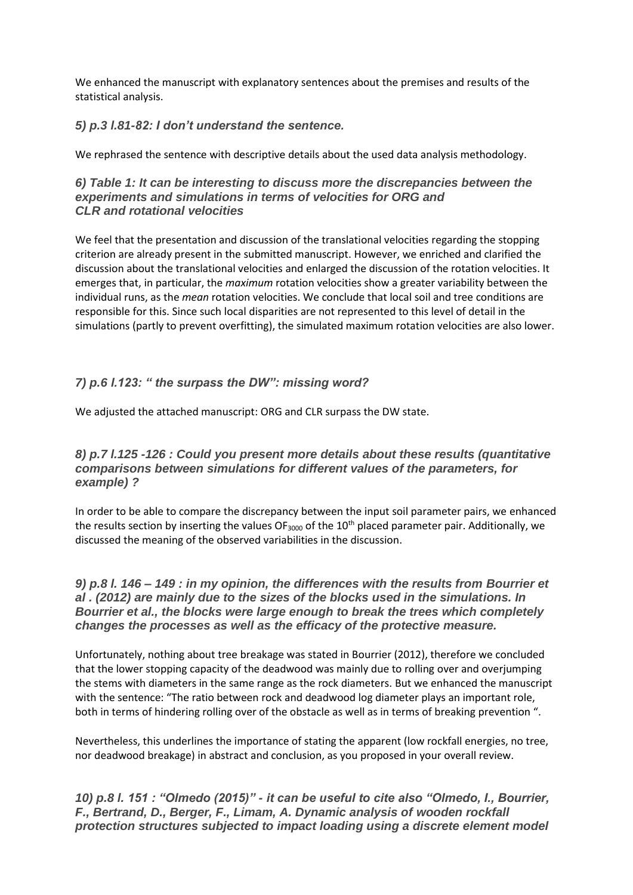We enhanced the manuscript with explanatory sentences about the premises and results of the statistical analysis.

### *5) p.3 l.81-82: I don't understand the sentence.*

We rephrased the sentence with descriptive details about the used data analysis methodology.

### *6) Table 1: It can be interesting to discuss more the discrepancies between the experiments and simulations in terms of velocities for ORG and CLR and rotational velocities*

We feel that the presentation and discussion of the translational velocities regarding the stopping criterion are already present in the submitted manuscript. However, we enriched and clarified the discussion about the translational velocities and enlarged the discussion of the rotation velocities. It emerges that, in particular, the *maximum* rotation velocities show a greater variability between the individual runs, as the *mean* rotation velocities. We conclude that local soil and tree conditions are responsible for this. Since such local disparities are not represented to this level of detail in the simulations (partly to prevent overfitting), the simulated maximum rotation velocities are also lower.

### *7) p.6 l.123: " the surpass the DW": missing word?*

We adjusted the attached manuscript: ORG and CLR surpass the DW state.

### *8) p.7 l.125 -126 : Could you present more details about these results (quantitative comparisons between simulations for different values of the parameters, for example) ?*

In order to be able to compare the discrepancy between the input soil parameter pairs, we enhanced the results section by inserting the values $OF_{3000}$ of the 10th placed parameter pair. Additionally, we discussed the meaning of the observed variabilities in the discussion.

### *9) p.8 l. 146 – 149 : in my opinion, the differences with the results from Bourrier et al . (2012) are mainly due to the sizes of the blocks used in the simulations. In Bourrier et al., the blocks were large enough to break the trees which completely changes the processes as well as the efficacy of the protective measure.*

Unfortunately, nothing about tree breakage was stated in Bourrier (2012), therefore we concluded that the lower stopping capacity of the deadwood was mainly due to rolling over and overjumping the stems with diameters in the same range as the rock diameters. But we enhanced the manuscript with the sentence: "The ratio between rock and deadwood log diameter plays an important role, both in terms of hindering rolling over of the obstacle as well as in terms of breaking prevention ".

Nevertheless, this underlines the importance of stating the apparent (low rockfall energies, no tree, nor deadwood breakage) in abstract and conclusion, as you proposed in your overall review.

### *10) p.8 l. 151 : "Olmedo (2015)" - it can be useful to cite also "Olmedo, I., Bourrier, F., Bertrand, D., Berger, F., Limam, A. Dynamic analysis of wooden rockfall protection structures subjected to impact loading using a discrete element model*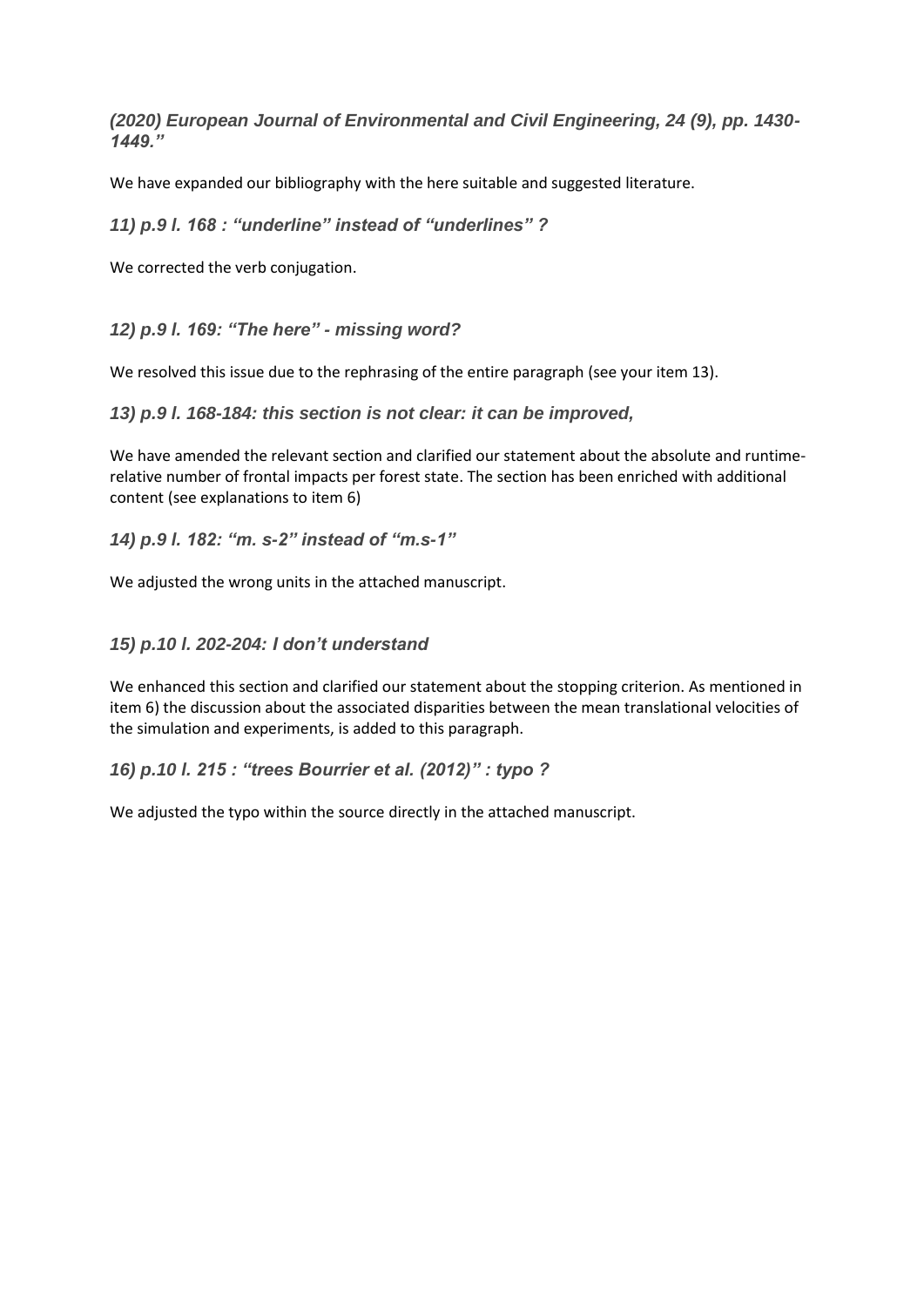***(2020) European Journal of Environmental and Civil Engineering, 24 (9), pp. 1430-1449."***

We have expanded our bibliography with the here suitable and suggested literature.

***11) p.9 l. 168 : "underline" instead of "underlines" ?***

We corrected the verb conjugation.

***12) p.9 l. 169: "The here" - missing word?***

We resolved this issue due to the rephrasing of the entire paragraph (see your item 13).

***13) p.9 l. 168-184: this section is not clear: it can be improved,***

We have amended the relevant section and clarified our statement about the absolute and runtime-relative number of frontal impacts per forest state. The section has been enriched with additional content (see explanations to item 6)

***14) p.9 l. 182: "m. s-2" instead of "m.s-1"***

We adjusted the wrong units in the attached manuscript.

***15) p.10 l. 202-204: I don't understand***

We enhanced this section and clarified our statement about the stopping criterion. As mentioned in item 6) the discussion about the associated disparities between the mean translational velocities of the simulation and experiments, is added to this paragraph.

***16) p.10 l. 215 : "trees Bourrier et al. (2012)" : typo ?***

We adjusted the typo within the source directly in the attached manuscript.